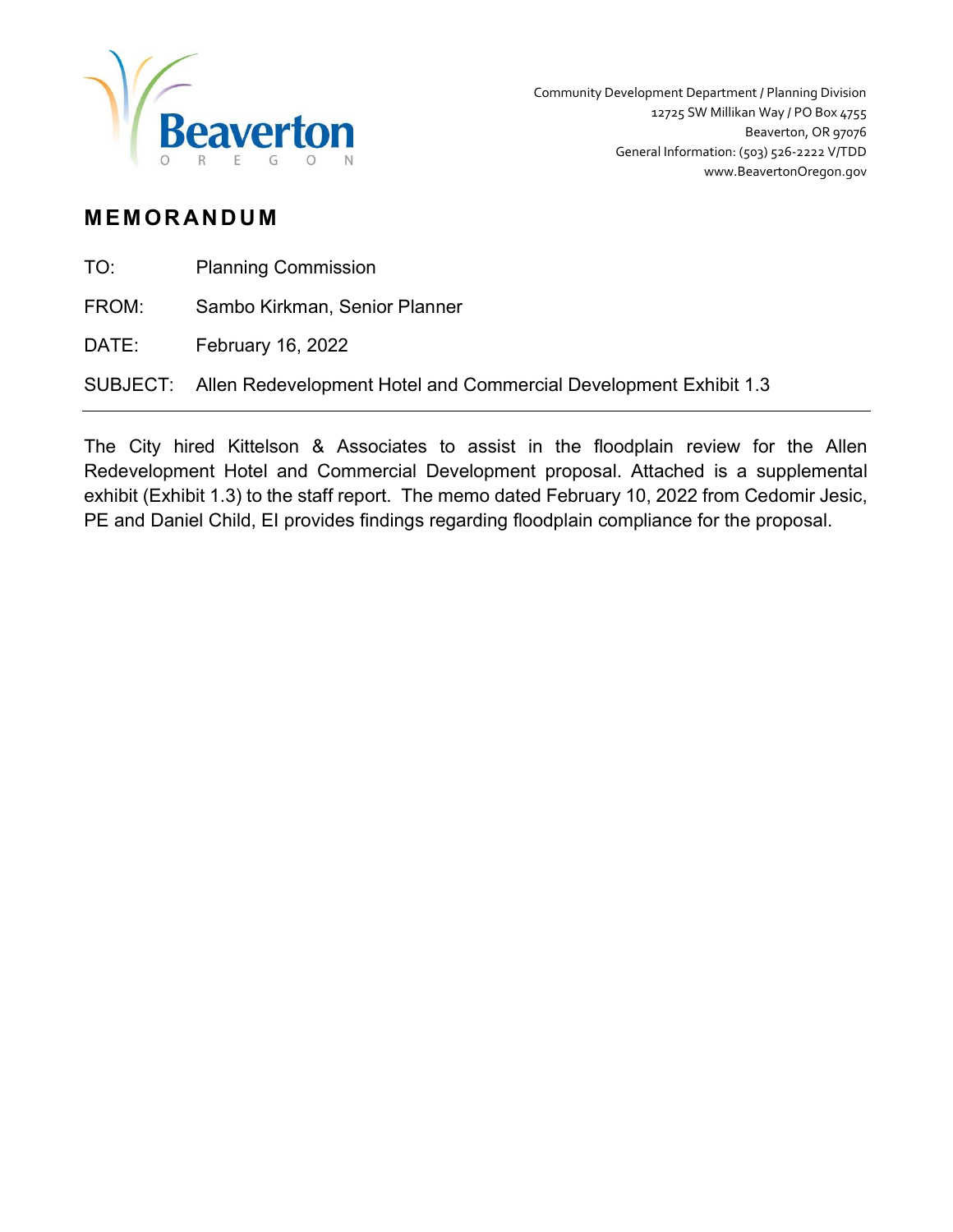Beaverton
O R E G O N

Community Development Department / Planning Division
12725 SW Millikan Way / PO Box 4755
Beaverton, OR 97076
General Information: (503) 526-2222 V/TDD
www.BeavertonOregon.gov

# MEMORANDUM

TO: Planning Commission

FROM: Sambo Kirkman, Senior Planner

DATE: February 16, 2022

SUBJECT: Allen Redevelopment Hotel and Commercial Development Exhibit 1.3

---

The City hired Kittelson & Associates to assist in the floodplain review for the Allen Redevelopment Hotel and Commercial Development proposal. Attached is a supplemental exhibit (Exhibit 1.3) to the staff report. The memo dated February 10, 2022 from Cedomir Jesic, PE and Daniel Child, EI provides findings regarding floodplain compliance for the proposal.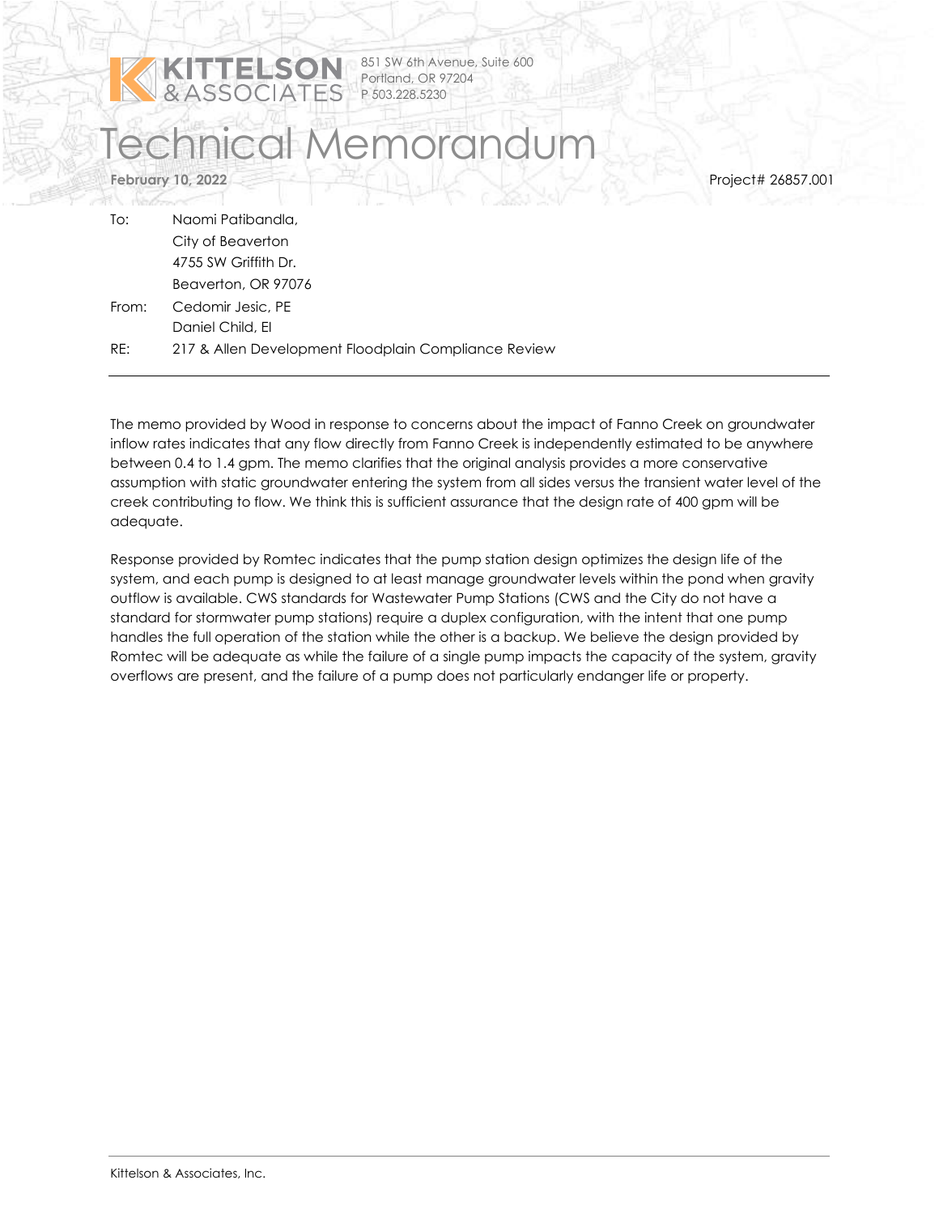Kittelson & Associates

851 SW 6th Avenue, Suite 600
Portland, OR 97204
P 503.228.5230

# Technical Memorandum

**February 10, 2022** Project# 26857.001

To: Naomi Patibandla,
City of Beaverton
4755 SW Griffith Dr.
Beaverton, OR 97076

From: Cedomir Jesic, PE
Daniel Child, EI

RE: 217 & Allen Development Floodplain Compliance Review

---

The memo provided by Wood in response to concerns about the impact of Fanno Creek on groundwater inflow rates indicates that any flow directly from Fanno Creek is independently estimated to be anywhere between 0.4 to 1.4 gpm. The memo clarifies that the original analysis provides a more conservative assumption with static groundwater entering the system from all sides versus the transient water level of the creek contributing to flow. We think this is sufficient assurance that the design rate of 400 gpm will be adequate.

Response provided by Romtec indicates that the pump station design optimizes the design life of the system, and each pump is designed to at least manage groundwater levels within the pond when gravity outflow is available. CWS standards for Wastewater Pump Stations (CWS and the City do not have a standard for stormwater pump stations) require a duplex configuration, with the intent that one pump handles the full operation of the station while the other is a backup. We believe the design provided by Romtec will be adequate as while the failure of a single pump impacts the capacity of the system, gravity overflows are present, and the failure of a pump does not particularly endanger life or property.